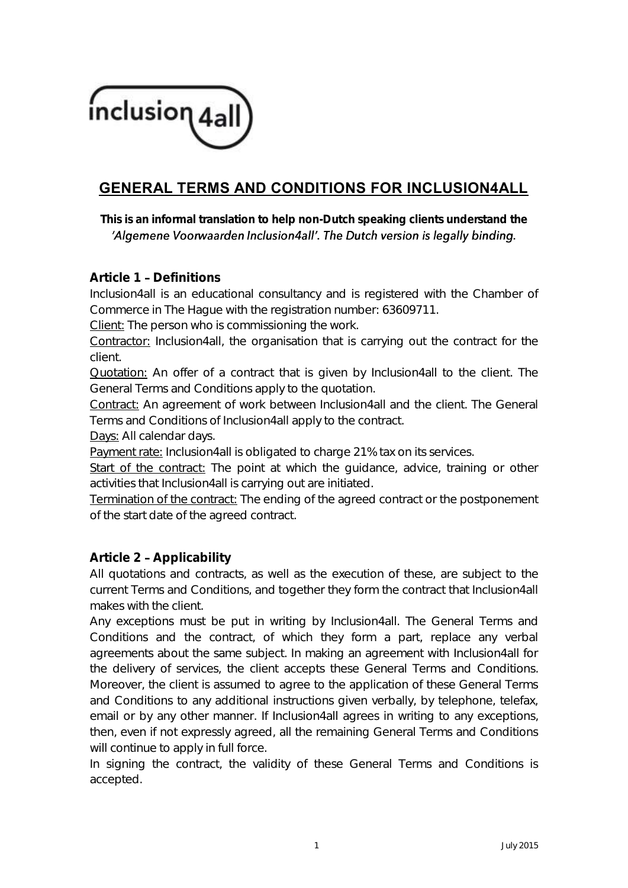inclusion 4all

# GENERAL TERMS AND CONDITIONS FOR INCLUSION4ALL

**This is an informal translation to help non-Dutch speaking clients understand the 'Algemene Voorwaarden Inclusion4all'. The Dutch version is legally binding.**

## Article 1 – Definitions

Inclusion4all is an educational consultancy and is registered with the Chamber of Commerce in The Hague with the registration number: 63609711.

Client: The person who is commissioning the work.

Contractor: Inclusion4all, the organisation that is carrying out the contract for the client.

Quotation: An offer of a contract that is given by Inclusion4all to the client. The General Terms and Conditions apply to the quotation.

Contract: An agreement of work between Inclusion4all and the client. The General Terms and Conditions of Inclusion4all apply to the contract.

Days: All calendar days.

Payment rate: Inclusion4all is obligated to charge 21% tax on its services.

Start of the contract: The point at which the guidance, advice, training or other activities that Inclusion4all is carrying out are initiated.

Termination of the contract: The ending of the agreed contract or the postponement of the start date of the agreed contract.

## Article 2 – Applicability

All quotations and contracts, as well as the execution of these, are subject to the current Terms and Conditions, and together they form the contract that Inclusion4all makes with the client.

Any exceptions must be put in writing by Inclusion4all. The General Terms and Conditions and the contract, of which they form a part, replace any verbal agreements about the same subject. In making an agreement with Inclusion4all for the delivery of services, the client accepts these General Terms and Conditions. Moreover, the client is assumed to agree to the application of these General Terms and Conditions to any additional instructions given verbally, by telephone, telefax, email or by any other manner. If Inclusion4all agrees in writing to any exceptions, then, even if not expressly agreed, all the remaining General Terms and Conditions will continue to apply in full force.

In signing the contract, the validity of these General Terms and Conditions is accepted.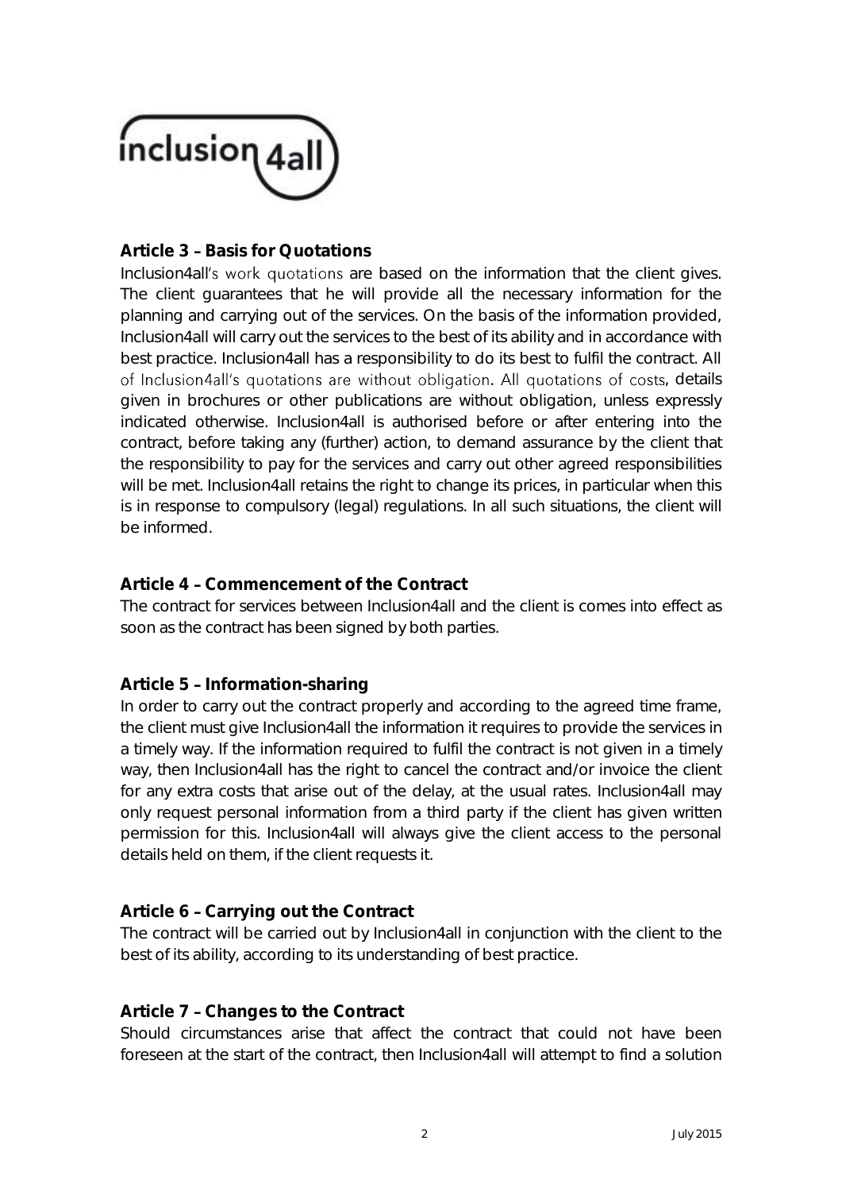### Article 3 – Basis for Quotations

Inclusion4all's work quotations are based on the information that the client gives. The client guarantees that he will provide all the necessary information for the planning and carrying out of the services. On the basis of the information provided, Inclusion4all will carry out the services to the best of its ability and in accordance with best practice. Inclusion4all has a responsibility to do its best to fulfil the contract. All of Inclusion4all's quotations are without obligation. All quotations of costs, details given in brochures or other publications are without obligation, unless expressly indicated otherwise. Inclusion4all is authorised before or after entering into the contract, before taking any (further) action, to demand assurance by the client that the responsibility to pay for the services and carry out other agreed responsibilities will be met. Inclusion4all retains the right to change its prices, in particular when this is in response to compulsory (legal) regulations. In all such situations, the client will be informed.

### Article 4 – Commencement of the Contract

The contract for services between Inclusion4all and the client is comes into effect as soon as the contract has been signed by both parties.

### Article 5 – Information-sharing

In order to carry out the contract properly and according to the agreed time frame, the client must give Inclusion4all the information it requires to provide the services in a timely way. If the information required to fulfil the contract is not given in a timely way, then Inclusion4all has the right to cancel the contract and/or invoice the client for any extra costs that arise out of the delay, at the usual rates. Inclusion4all may only request personal information from a third party if the client has given written permission for this. Inclusion4all will always give the client access to the personal details held on them, if the client requests it.

### Article 6 – Carrying out the Contract

The contract will be carried out by Inclusion4all in conjunction with the client to the best of its ability, according to its understanding of best practice.

### Article 7 – Changes to the Contract

Should circumstances arise that affect the contract that could not have been foreseen at the start of the contract, then Inclusion4all will attempt to find a solution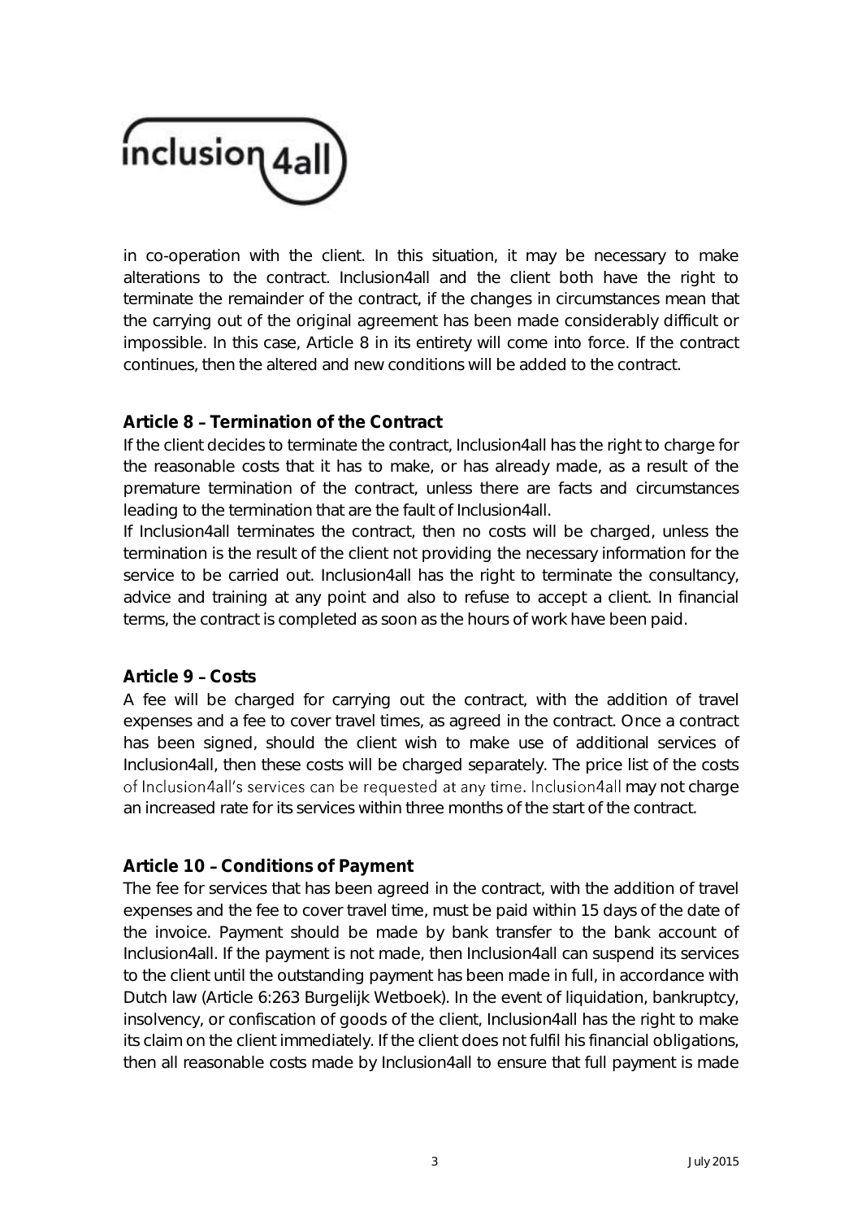in co-operation with the client. In this situation, it may be necessary to make alterations to the contract. Inclusion4all and the client both have the right to terminate the remainder of the contract, if the changes in circumstances mean that the carrying out of the original agreement has been made considerably difficult or impossible. In this case, Article 8 in its entirety will come into force. If the contract continues, then the altered and new conditions will be added to the contract.

## Article 8 – Termination of the Contract

If the client decides to terminate the contract, Inclusion4all has the right to charge for the reasonable costs that it has to make, or has already made, as a result of the premature termination of the contract, unless there are facts and circumstances leading to the termination that are the fault of Inclusion4all.

If Inclusion4all terminates the contract, then no costs will be charged, unless the termination is the result of the client not providing the necessary information for the service to be carried out. Inclusion4all has the right to terminate the consultancy, advice and training at any point and also to refuse to accept a client. In financial terms, the contract is completed as soon as the hours of work have been paid.

## Article 9 – Costs

A fee will be charged for carrying out the contract, with the addition of travel expenses and a fee to cover travel times, as agreed in the contract. Once a contract has been signed, should the client wish to make use of additional services of Inclusion4all, then these costs will be charged separately. The price list of the costs of Inclusion4all's services can be requested at any time. Inclusion4all may not charge an increased rate for its services within three months of the start of the contract.

## Article 10 – Conditions of Payment

The fee for services that has been agreed in the contract, with the addition of travel expenses and the fee to cover travel time, must be paid within 15 days of the date of the invoice. Payment should be made by bank transfer to the bank account of Inclusion4all. If the payment is not made, then Inclusion4all can suspend its services to the client until the outstanding payment has been made in full, in accordance with Dutch law (Article 6:263 Burgelijk Wetboek). In the event of liquidation, bankruptcy, insolvency, or confiscation of goods of the client, Inclusion4all has the right to make its claim on the client immediately. If the client does not fulfil his financial obligations, then all reasonable costs made by Inclusion4all to ensure that full payment is made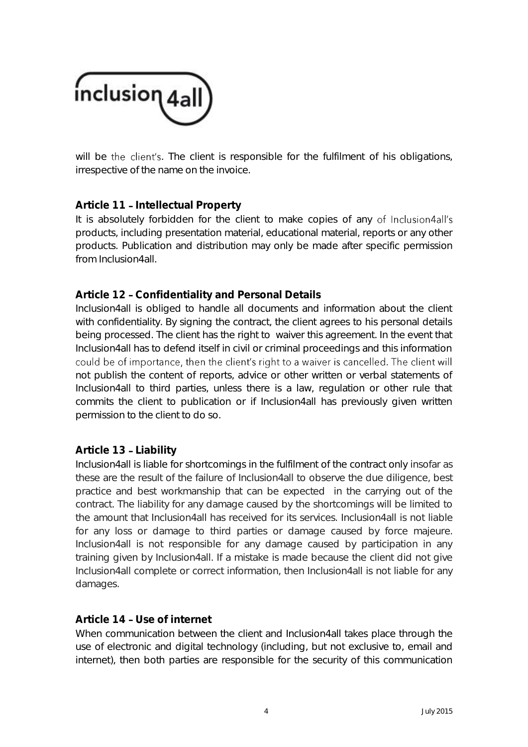will be the client's. The client is responsible for the fulfilment of his obligations, irrespective of the name on the invoice.

**Article 11 – Intellectual Property**

It is absolutely forbidden for the client to make copies of any of Inclusion4all's products, including presentation material, educational material, reports or any other products. Publication and distribution may only be made after specific permission from Inclusion4all.

**Article 12 – Confidentiality and Personal Details**

Inclusion4all is obliged to handle all documents and information about the client with confidentiality. By signing the contract, the client agrees to his personal details being processed. The client has the right to waiver this agreement. In the event that Inclusion4all has to defend itself in civil or criminal proceedings and this information could be of importance, then the client's right to a waiver is cancelled. The client will not publish the content of reports, advice or other written or verbal statements of Inclusion4all to third parties, unless there is a law, regulation or other rule that commits the client to publication or if Inclusion4all has previously given written permission to the client to do so.

**Article 13 – Liability**

Inclusion4all is liable for shortcomings in the fulfilment of the contract only insofar as these are the result of the failure of Inclusion4all to observe the due diligence, best practice and best workmanship that can be expected in the carrying out of the contract. The liability for any damage caused by the shortcomings will be limited to the amount that Inclusion4all has received for its services. Inclusion4all is not liable for any loss or damage to third parties or damage caused by force majeure. Inclusion4all is not responsible for any damage caused by participation in any training given by Inclusion4all. If a mistake is made because the client did not give Inclusion4all complete or correct information, then Inclusion4all is not liable for any damages.

**Article 14 – Use of internet**

When communication between the client and Inclusion4all takes place through the use of electronic and digital technology (including, but not exclusive to, email and internet), then both parties are responsible for the security of this communication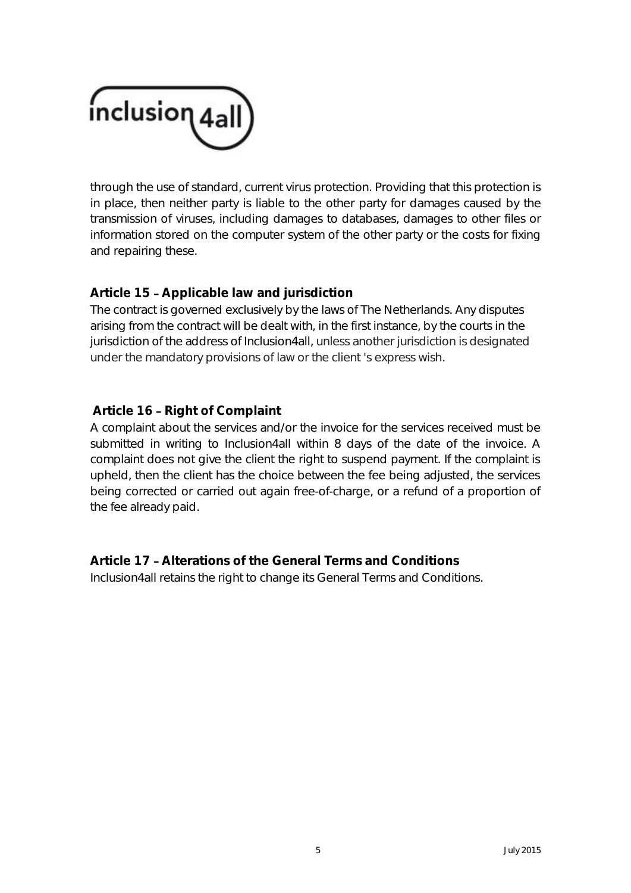through the use of standard, current virus protection. Providing that this protection is in place, then neither party is liable to the other party for damages caused by the transmission of viruses, including damages to databases, damages to other files or information stored on the computer system of the other party or the costs for fixing and repairing these.

### Article 15 – Applicable law and jurisdiction

The contract is governed exclusively by the laws of The Netherlands. Any disputes arising from the contract will be dealt with, in the first instance, by the courts in the jurisdiction of the address of Inclusion4all, unless another jurisdiction is designated under the mandatory provisions of law or the client 's express wish.

### Article 16 – Right of Complaint

A complaint about the services and/or the invoice for the services received must be submitted in writing to Inclusion4all within 8 days of the date of the invoice. A complaint does not give the client the right to suspend payment. If the complaint is upheld, then the client has the choice between the fee being adjusted, the services being corrected or carried out again free-of-charge, or a refund of a proportion of the fee already paid.

### Article 17 – Alterations of the General Terms and Conditions

Inclusion4all retains the right to change its General Terms and Conditions.